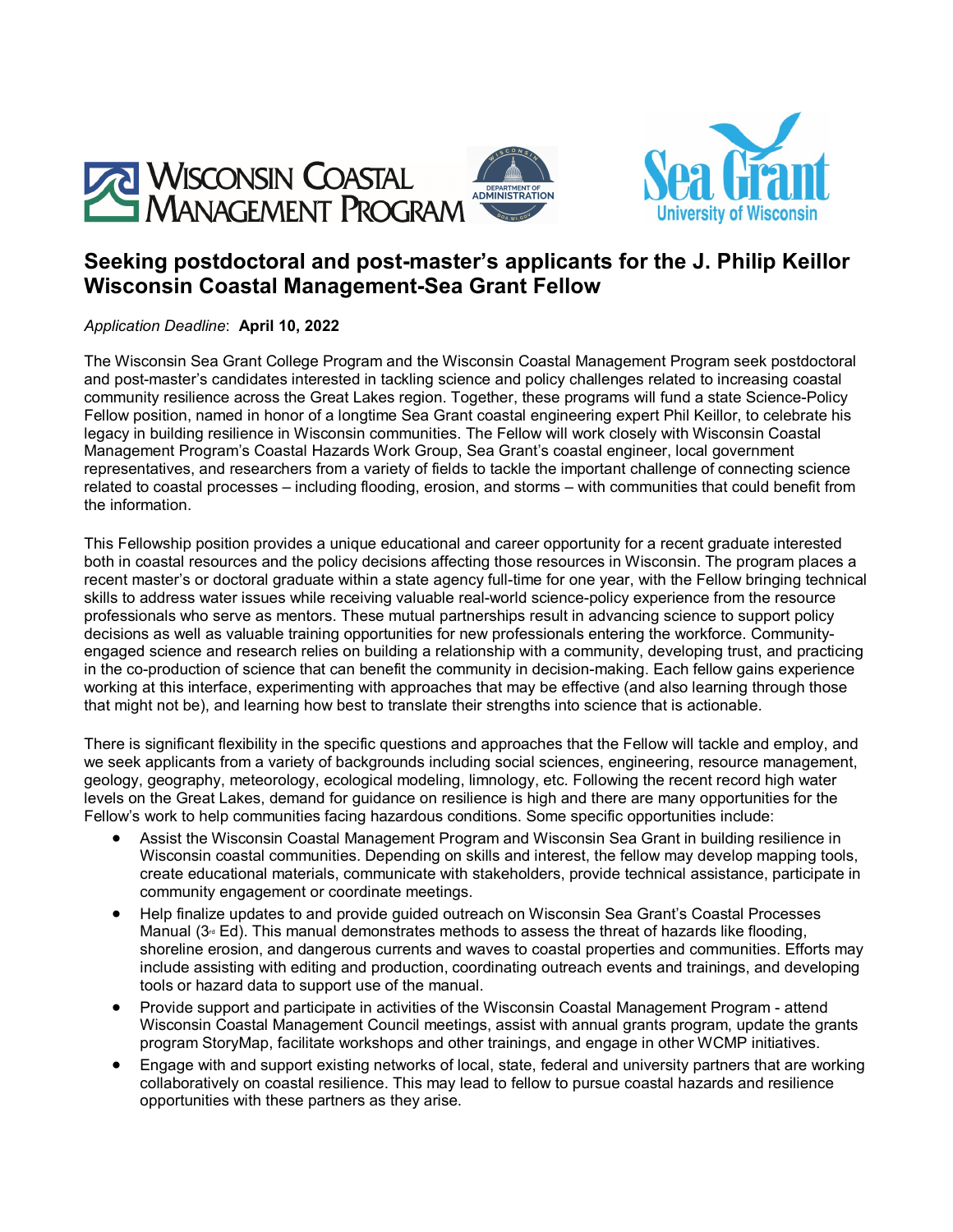# Seeking postdoctoral and post-master's applicants for the J. Philip Keillor Wisconsin Coastal Management-Sea Grant Fellow

*Application Deadline*: **April 10, 2022**

The Wisconsin Sea Grant College Program and the Wisconsin Coastal Management Program seek postdoctoral and post-master's candidates interested in tackling science and policy challenges related to increasing coastal community resilience across the Great Lakes region. Together, these programs will fund a state Science-Policy Fellow position, named in honor of a longtime Sea Grant coastal engineering expert Phil Keillor, to celebrate his legacy in building resilience in Wisconsin communities. The Fellow will work closely with Wisconsin Coastal Management Program's Coastal Hazards Work Group, Sea Grant's coastal engineer, local government representatives, and researchers from a variety of fields to tackle the important challenge of connecting science related to coastal processes – including flooding, erosion, and storms – with communities that could benefit from the information.

This Fellowship position provides a unique educational and career opportunity for a recent graduate interested both in coastal resources and the policy decisions affecting those resources in Wisconsin. The program places a recent master's or doctoral graduate within a state agency full-time for one year, with the Fellow bringing technical skills to address water issues while receiving valuable real-world science-policy experience from the resource professionals who serve as mentors. These mutual partnerships result in advancing science to support policy decisions as well as valuable training opportunities for new professionals entering the workforce. Community-engaged science and research relies on building a relationship with a community, developing trust, and practicing in the co-production of science that can benefit the community in decision-making. Each fellow gains experience working at this interface, experimenting with approaches that may be effective (and also learning through those that might not be), and learning how best to translate their strengths into science that is actionable.

There is significant flexibility in the specific questions and approaches that the Fellow will tackle and employ, and we seek applicants from a variety of backgrounds including social sciences, engineering, resource management, geology, geography, meteorology, ecological modeling, limnology, etc. Following the recent record high water levels on the Great Lakes, demand for guidance on resilience is high and there are many opportunities for the Fellow's work to help communities facing hazardous conditions. Some specific opportunities include:

- Assist the Wisconsin Coastal Management Program and Wisconsin Sea Grant in building resilience in Wisconsin coastal communities. Depending on skills and interest, the fellow may develop mapping tools, create educational materials, communicate with stakeholders, provide technical assistance, participate in community engagement or coordinate meetings.
- Help finalize updates to and provide guided outreach on Wisconsin Sea Grant's Coastal Processes Manual (3rd Ed). This manual demonstrates methods to assess the threat of hazards like flooding, shoreline erosion, and dangerous currents and waves to coastal properties and communities. Efforts may include assisting with editing and production, coordinating outreach events and trainings, and developing tools or hazard data to support use of the manual.
- Provide support and participate in activities of the Wisconsin Coastal Management Program - attend Wisconsin Coastal Management Council meetings, assist with annual grants program, update the grants program StoryMap, facilitate workshops and other trainings, and engage in other WCMP initiatives.
- Engage with and support existing networks of local, state, federal and university partners that are working collaboratively on coastal resilience. This may lead to fellow to pursue coastal hazards and resilience opportunities with these partners as they arise.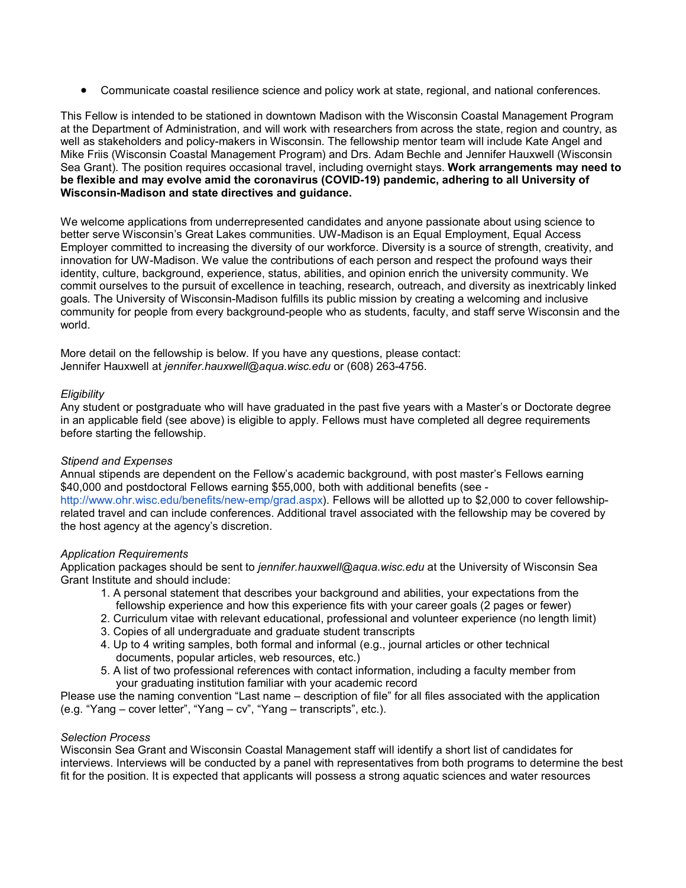- Communicate coastal resilience science and policy work at state, regional, and national conferences.

This Fellow is intended to be stationed in downtown Madison with the Wisconsin Coastal Management Program at the Department of Administration, and will work with researchers from across the state, region and country, as well as stakeholders and policy-makers in Wisconsin. The fellowship mentor team will include Kate Angel and Mike Friis (Wisconsin Coastal Management Program) and Drs. Adam Bechle and Jennifer Hauxwell (Wisconsin Sea Grant). The position requires occasional travel, including overnight stays. **Work arrangements may need to be flexible and may evolve amid the coronavirus (COVID-19) pandemic, adhering to all University of Wisconsin-Madison and state directives and guidance.**

We welcome applications from underrepresented candidates and anyone passionate about using science to better serve Wisconsin's Great Lakes communities. UW-Madison is an Equal Employment, Equal Access Employer committed to increasing the diversity of our workforce. Diversity is a source of strength, creativity, and innovation for UW-Madison. We value the contributions of each person and respect the profound ways their identity, culture, background, experience, status, abilities, and opinion enrich the university community. We commit ourselves to the pursuit of excellence in teaching, research, outreach, and diversity as inextricably linked goals. The University of Wisconsin-Madison fulfills its public mission by creating a welcoming and inclusive community for people from every background-people who as students, faculty, and staff serve Wisconsin and the world.

More detail on the fellowship is below. If you have any questions, please contact:
Jennifer Hauxwell at *jennifer.hauxwell@aqua.wisc.edu* or (608) 263-4756.

*Eligibility*
Any student or postgraduate who will have graduated in the past five years with a Master's or Doctorate degree in an applicable field (see above) is eligible to apply. Fellows must have completed all degree requirements before starting the fellowship.

*Stipend and Expenses*
Annual stipends are dependent on the Fellow's academic background, with post master's Fellows earning $40,000 and postdoctoral Fellows earning $55,000, both with additional benefits (see - http://www.ohr.wisc.edu/benefits/new-emp/grad.aspx). Fellows will be allotted up to $2,000 to cover fellowship-related travel and can include conferences. Additional travel associated with the fellowship may be covered by the host agency at the agency's discretion.

*Application Requirements*
Application packages should be sent to *jennifer.hauxwell@aqua.wisc.edu* at the University of Wisconsin Sea Grant Institute and should include:

1. A personal statement that describes your background and abilities, your expectations from the fellowship experience and how this experience fits with your career goals (2 pages or fewer)
2. Curriculum vitae with relevant educational, professional and volunteer experience (no length limit)
3. Copies of all undergraduate and graduate student transcripts
4. Up to 4 writing samples, both formal and informal (e.g., journal articles or other technical documents, popular articles, web resources, etc.)
5. A list of two professional references with contact information, including a faculty member from your graduating institution familiar with your academic record

Please use the naming convention "Last name – description of file" for all files associated with the application (e.g. "Yang – cover letter", "Yang – cv", "Yang – transcripts", etc.).

*Selection Process*
Wisconsin Sea Grant and Wisconsin Coastal Management staff will identify a short list of candidates for interviews. Interviews will be conducted by a panel with representatives from both programs to determine the best fit for the position. It is expected that applicants will possess a strong aquatic sciences and water resources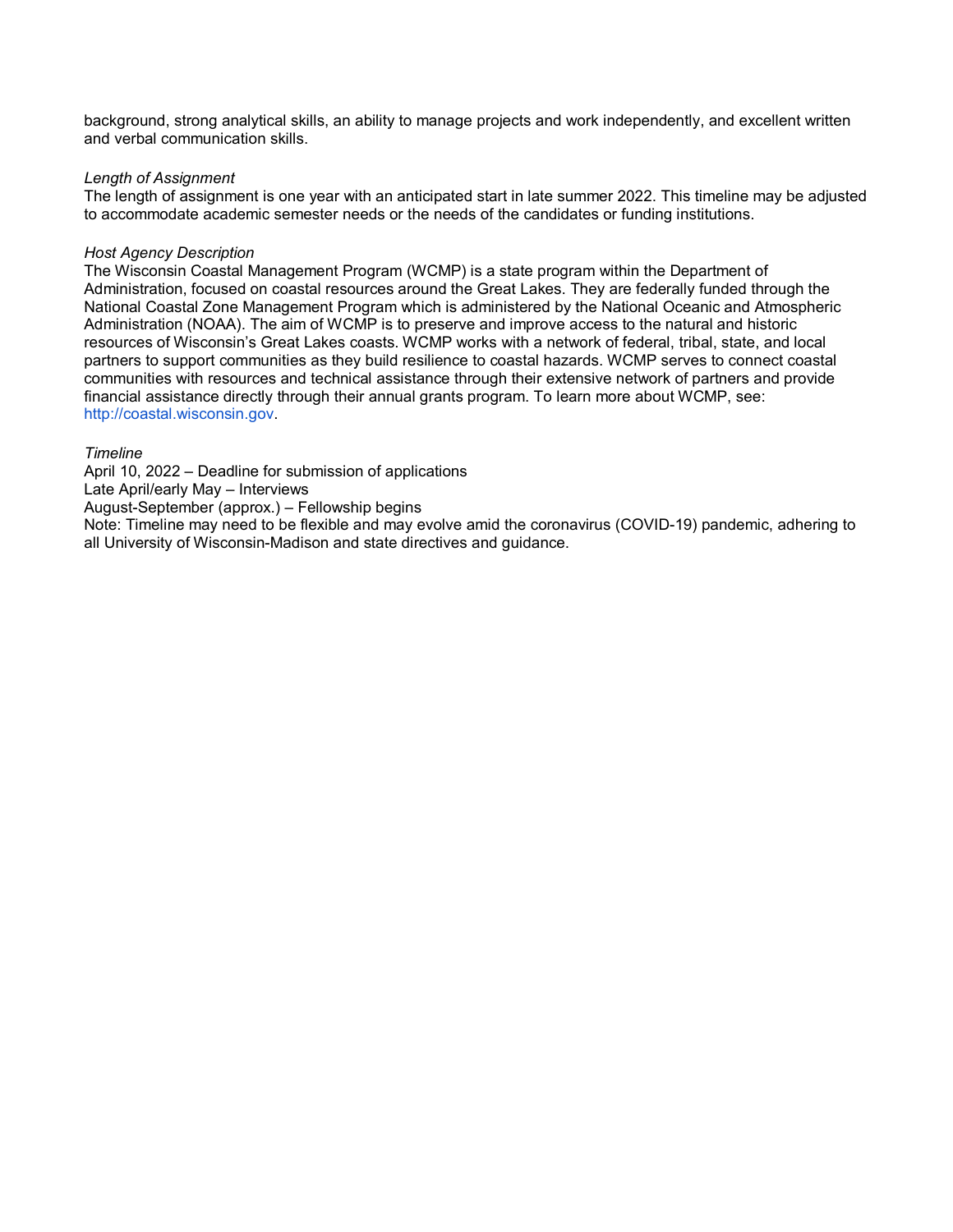background, strong analytical skills, an ability to manage projects and work independently, and excellent written and verbal communication skills.

*Length of Assignment*

The length of assignment is one year with an anticipated start in late summer 2022. This timeline may be adjusted to accommodate academic semester needs or the needs of the candidates or funding institutions.

*Host Agency Description*

The Wisconsin Coastal Management Program (WCMP) is a state program within the Department of Administration, focused on coastal resources around the Great Lakes. They are federally funded through the National Coastal Zone Management Program which is administered by the National Oceanic and Atmospheric Administration (NOAA). The aim of WCMP is to preserve and improve access to the natural and historic resources of Wisconsin's Great Lakes coasts. WCMP works with a network of federal, tribal, state, and local partners to support communities as they build resilience to coastal hazards. WCMP serves to connect coastal communities with resources and technical assistance through their extensive network of partners and provide financial assistance directly through their annual grants program. To learn more about WCMP, see: http://coastal.wisconsin.gov.

*Timeline*

April 10, 2022 – Deadline for submission of applications
Late April/early May – Interviews
August-September (approx.) – Fellowship begins
Note: Timeline may need to be flexible and may evolve amid the coronavirus (COVID-19) pandemic, adhering to all University of Wisconsin-Madison and state directives and guidance.